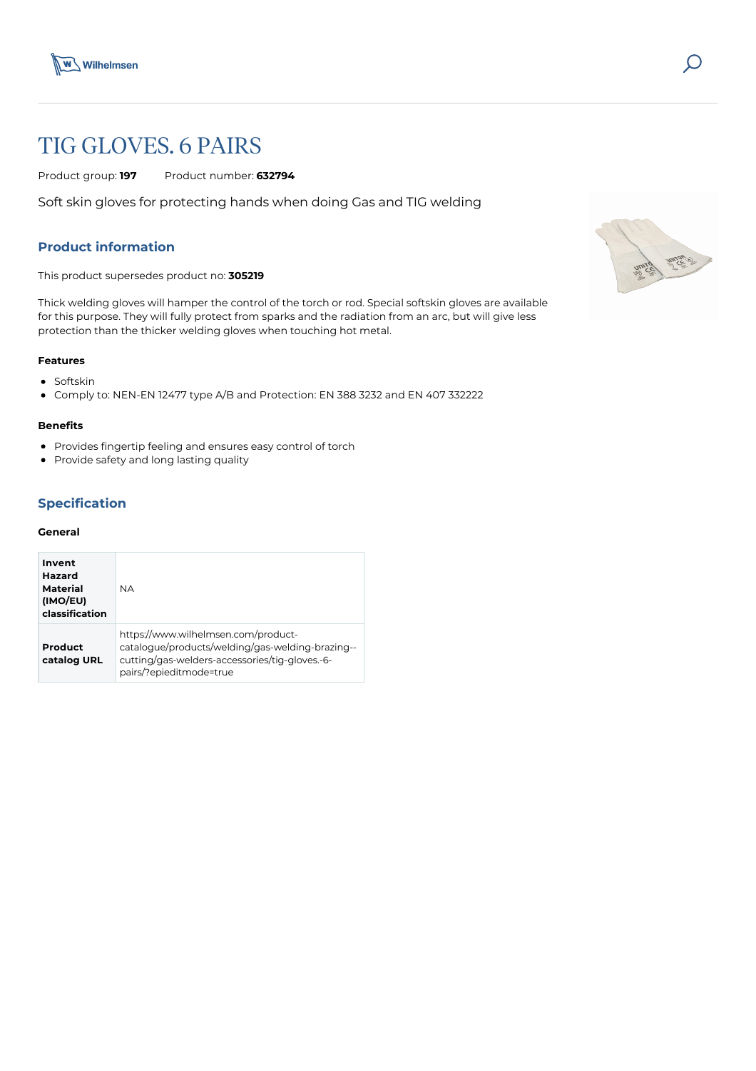# TIG GLOVES. 6 PAIRS

Product group: **197** Product number: **632794**

Soft skin gloves for protecting hands when doing Gas and TIG welding

## Product information

This product supersedes product no: **305219**

Thick welding gloves will hamper the control of the torch or rod. Special softskin gloves are available for this purpose. They will fully protect from sparks and the radiation from an arc, but will give less protection than the thicker welding gloves when touching hot metal.

### Features

- Softskin
- Comply to: NEN-EN 12477 type A/B and Protection: EN 388 3232 and EN 407 332222

### Benefits

- Provides fingertip feeling and ensures easy control of torch
- Provide safety and long lasting quality

## Specification

### General

| | |
|---|---|
| **Invent Hazard Material (IMO/EU) classification** | NA |
| **Product catalog URL** | https://www.wilhelmsen.com/product-catalogue/products/welding/gas-welding-brazing--cutting/gas-welders-accessories/tig-gloves.-6-pairs/?epieditmode=true |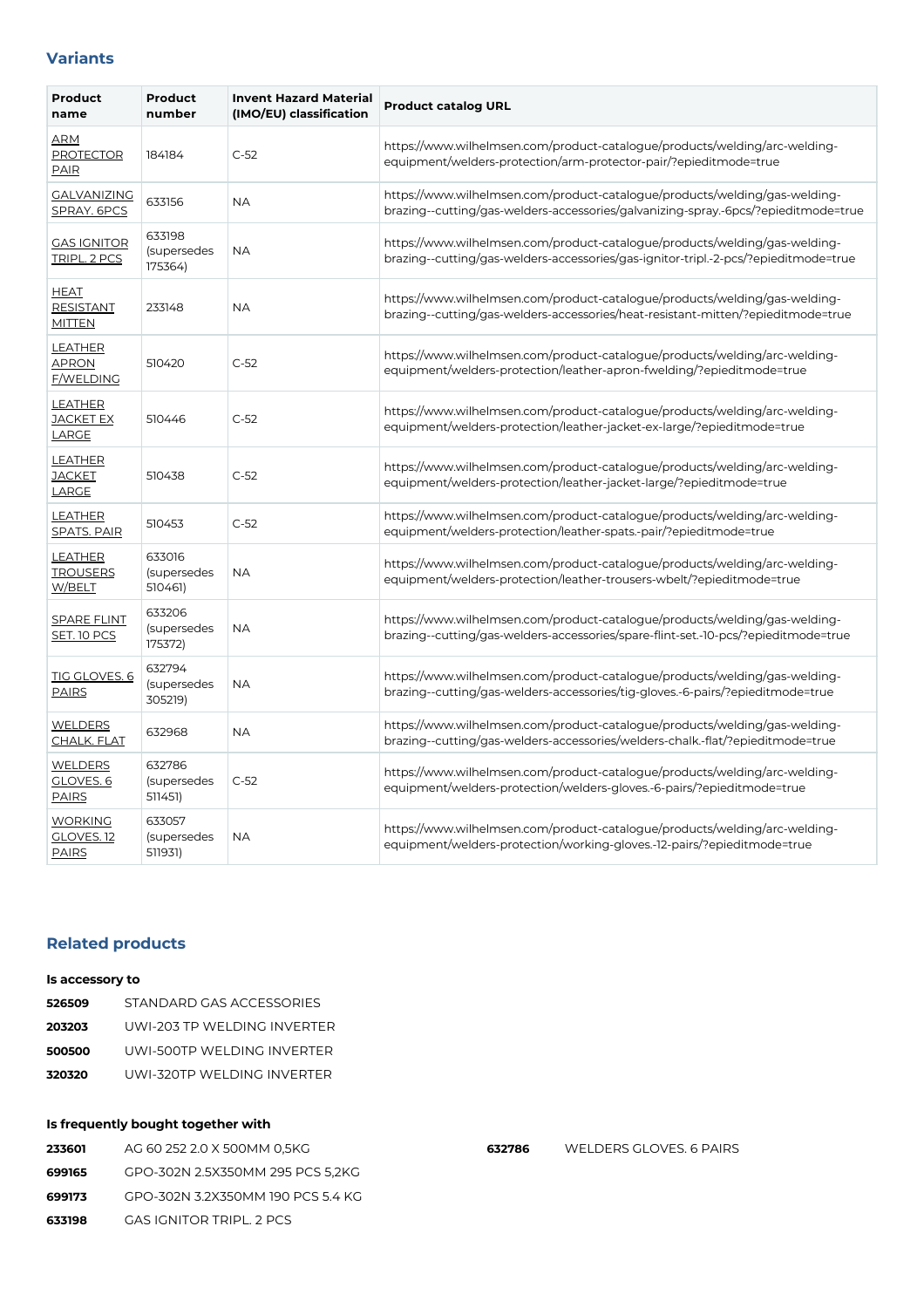## Variants

| Product name | Product number | Invent Hazard Material (IMO/EU) classification | Product catalog URL |
| --- | --- | --- | --- |
| ARM PROTECTOR PAIR | 184184 | C-52 | https://www.wilhelmsen.com/product-catalogue/products/welding/arc-welding-equipment/welders-protection/arm-protector-pair/?epieditmode=true |
| GALVANIZING SPRAY. 6PCS | 633156 | NA | https://www.wilhelmsen.com/product-catalogue/products/welding/gas-welding-brazing--cutting/gas-welders-accessories/galvanizing-spray.-6pcs/?epieditmode=true |
| GAS IGNITOR TRIPL. 2 PCS | 633198 (supersedes 175364) | NA | https://www.wilhelmsen.com/product-catalogue/products/welding/gas-welding-brazing--cutting/gas-welders-accessories/gas-ignitor-tripl.-2-pcs/?epieditmode=true |
| HEAT RESISTANT MITTEN | 233148 | NA | https://www.wilhelmsen.com/product-catalogue/products/welding/gas-welding-brazing--cutting/gas-welders-accessories/heat-resistant-mitten/?epieditmode=true |
| LEATHER APRON F/WELDING | 510420 | C-52 | https://www.wilhelmsen.com/product-catalogue/products/welding/arc-welding-equipment/welders-protection/leather-apron-fwelding/?epieditmode=true |
| LEATHER JACKET EX LARGE | 510446 | C-52 | https://www.wilhelmsen.com/product-catalogue/products/welding/arc-welding-equipment/welders-protection/leather-jacket-ex-large/?epieditmode=true |
| LEATHER JACKET LARGE | 510438 | C-52 | https://www.wilhelmsen.com/product-catalogue/products/welding/arc-welding-equipment/welders-protection/leather-jacket-large/?epieditmode=true |
| LEATHER SPATS. PAIR | 510453 | C-52 | https://www.wilhelmsen.com/product-catalogue/products/welding/arc-welding-equipment/welders-protection/leather-spats.-pair/?epieditmode=true |
| LEATHER TROUSERS W/BELT | 633016 (supersedes 510461) | NA | https://www.wilhelmsen.com/product-catalogue/products/welding/arc-welding-equipment/welders-protection/leather-trousers-wbelt/?epieditmode=true |
| SPARE FLINT SET. 10 PCS | 633206 (supersedes 175372) | NA | https://www.wilhelmsen.com/product-catalogue/products/welding/gas-welding-brazing--cutting/gas-welders-accessories/spare-flint-set.-10-pcs/?epieditmode=true |
| TIG GLOVES. 6 PAIRS | 632794 (supersedes 305219) | NA | https://www.wilhelmsen.com/product-catalogue/products/welding/gas-welding-brazing--cutting/gas-welders-accessories/tig-gloves.-6-pairs/?epieditmode=true |
| WELDERS CHALK. FLAT | 632968 | NA | https://www.wilhelmsen.com/product-catalogue/products/welding/gas-welding-brazing--cutting/gas-welders-accessories/welders-chalk.-flat/?epieditmode=true |
| WELDERS GLOVES. 6 PAIRS | 632786 (supersedes 511451) | C-52 | https://www.wilhelmsen.com/product-catalogue/products/welding/arc-welding-equipment/welders-protection/welders-gloves.-6-pairs/?epieditmode=true |
| WORKING GLOVES. 12 PAIRS | 633057 (supersedes 511931) | NA | https://www.wilhelmsen.com/product-catalogue/products/welding/arc-welding-equipment/welders-protection/working-gloves.-12-pairs/?epieditmode=true |

## Related products

**Is accessory to**

**526509** STANDARD GAS ACCESSORIES
**203203** UWI-203 TP WELDING INVERTER
**500500** UWI-500TP WELDING INVERTER
**320320** UWI-320TP WELDING INVERTER

**Is frequently bought together with**

**233601** AG 60 252 2.0 X 500MM 0,5KG
**699165** GPO-302N 2.5X350MM 295 PCS 5,2KG
**699173** GPO-302N 3.2X350MM 190 PCS 5.4 KG
**633198** GAS IGNITOR TRIPL. 2 PCS
**632786** WELDERS GLOVES. 6 PAIRS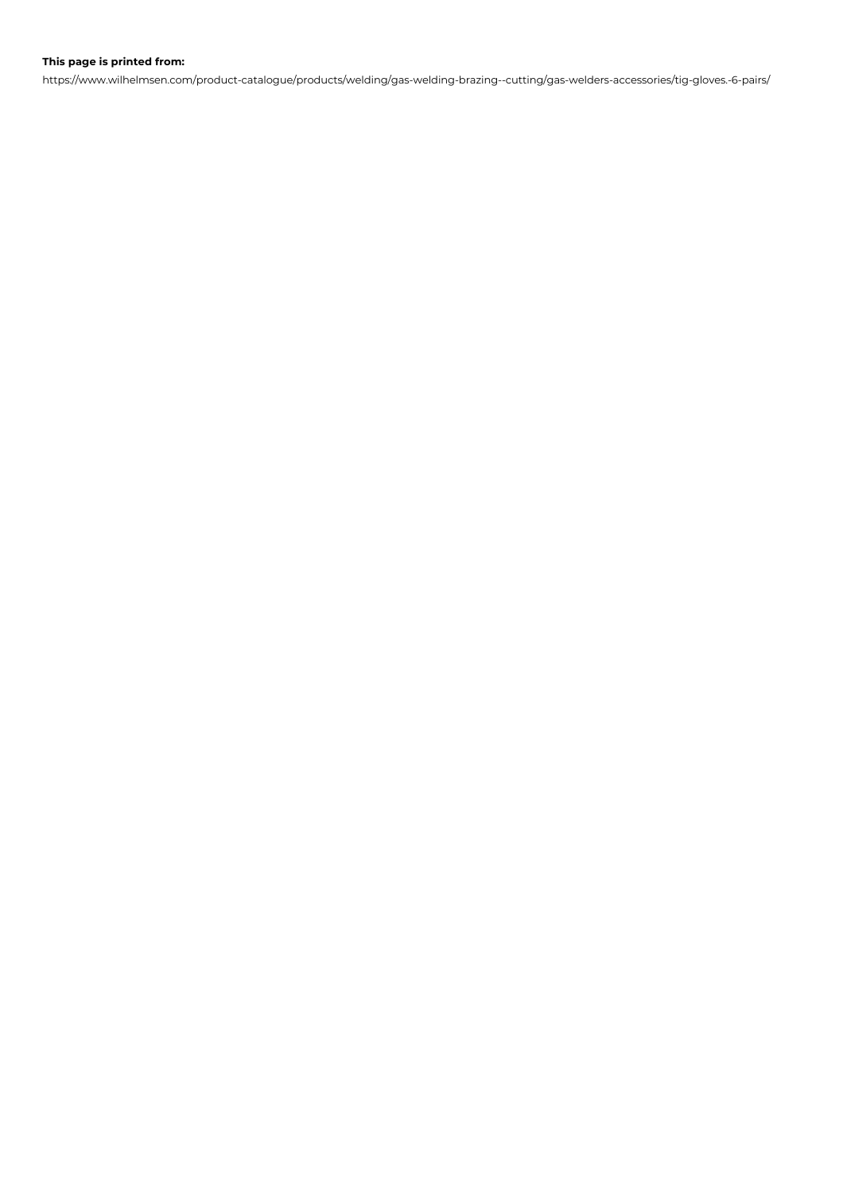**This page is printed from:**

https://www.wilhelmsen.com/product-catalogue/products/welding/gas-welding-brazing--cutting/gas-welders-accessories/tig-gloves.-6-pairs/